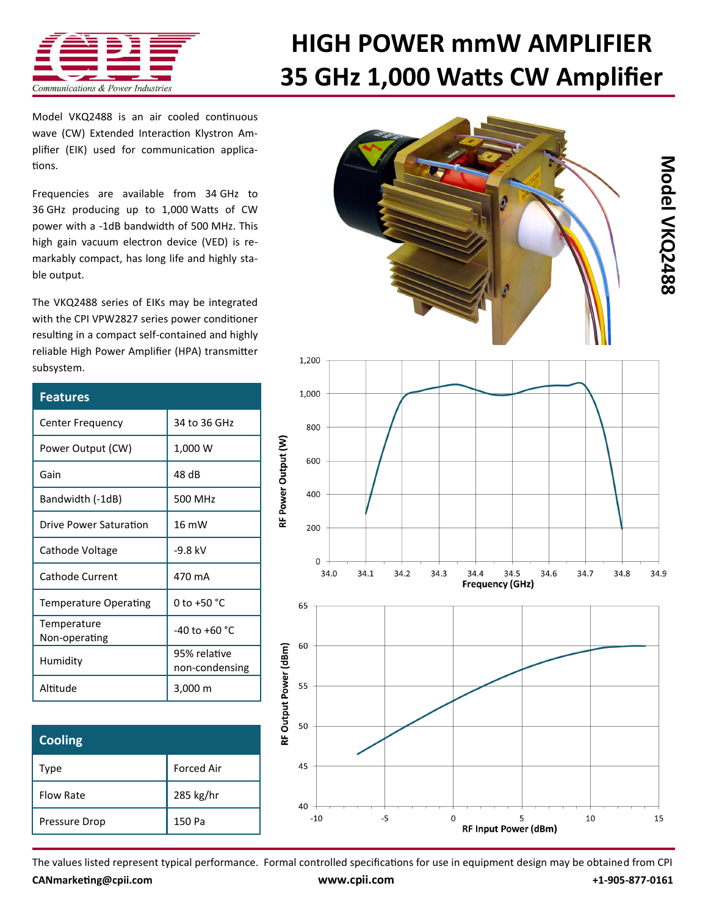# HIGH POWER mmW AMPLIFIER
# 35 GHz 1,000 Watts CW Amplifier

Model VKQ2488 is an air cooled continuous wave (CW) Extended Interaction Klystron Amplifier (EIK) used for communication applications.

Frequencies are available from 34 GHz to 36 GHz producing up to 1,000 Watts of CW power with a -1dB bandwidth of 500 MHz. This high gain vacuum electron device (VED) is remarkably compact, has long life and highly stable output.

The VKQ2488 series of EIKs may be integrated with the CPI VPW2827 series power conditioner resulting in a compact self-contained and highly reliable High Power Amplifier (HPA) transmitter subsystem.

| Features | |
|---|---|
| Center Frequency | 34 to 36 GHz |
| Power Output (CW) | 1,000 W |
| Gain | 48 dB |
| Bandwidth (-1dB) | 500 MHz |
| Drive Power Saturation | 16 mW |
| Cathode Voltage | -9.8 kV |
| Cathode Current | 470 mA |
| Temperature Operating | 0 to +50 °C |
| Temperature Non-operating | -40 to +60 °C |
| Humidity | 95% relative non-condensing |
| Altitude | 3,000 m |

| Cooling | |
|---|---|
| Type | Forced Air |
| Flow Rate | 285 kg/hr |
| Pressure Drop | 150 Pa |

**Model VKQ2488**

The values listed represent typical performance. Formal controlled specifications for use in equipment design may be obtained from CPI

**CANmarketing@cpii.com** **www.cpii.com** **+1-905-877-0161**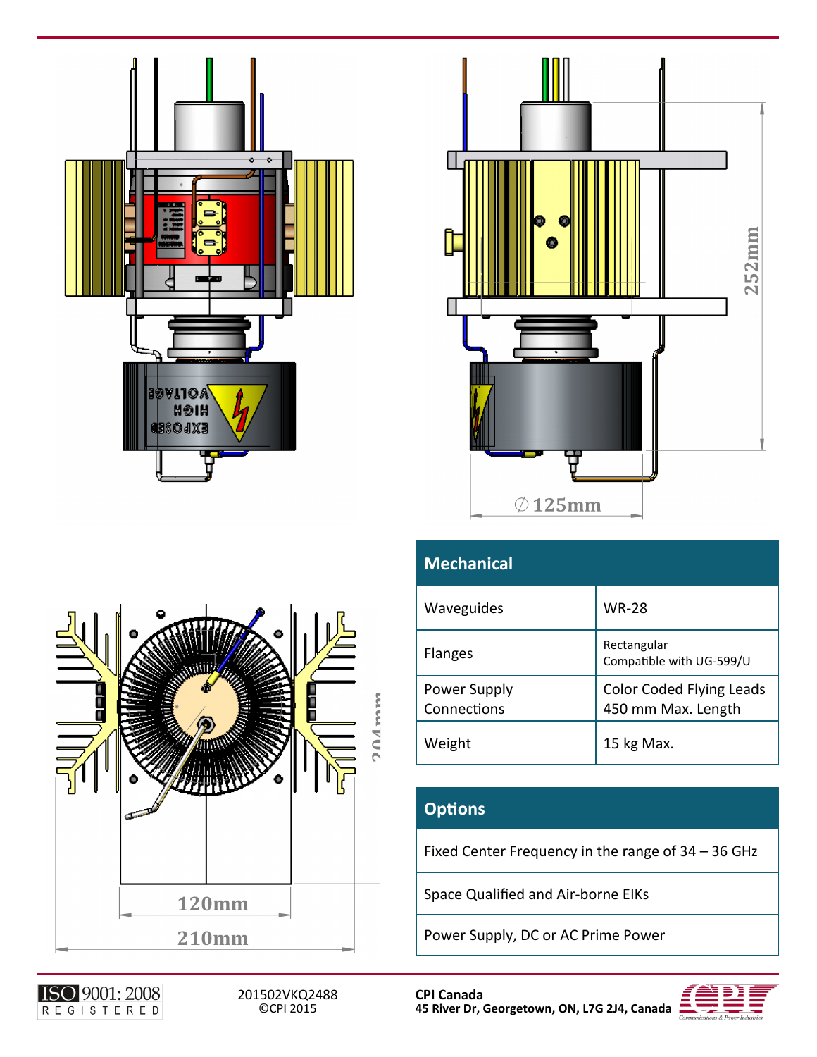EXPOSED HIGH VOLTAGE

252mm

∅125mm

204mm

120mm

210mm

| Mechanical | |
|---|---|
| Waveguides | WR-28 |
| Flanges | Rectangular Compatible with UG-599/U |
| Power Supply Connections | Color Coded Flying Leads 450 mm Max. Length |
| Weight | 15 kg Max. |

| Options |
|---|
| Fixed Center Frequency in the range of 34 – 36 GHz |
| Space Qualified and Air-borne EIKs |
| Power Supply, DC or AC Prime Power |

ISO 9001: 2008 REGISTERED

201502VKQ2488
©CPI 2015

**CPI Canada**
**45 River Dr, Georgetown, ON, L7G 2J4, Canada**

CPI Communications & Power Industries